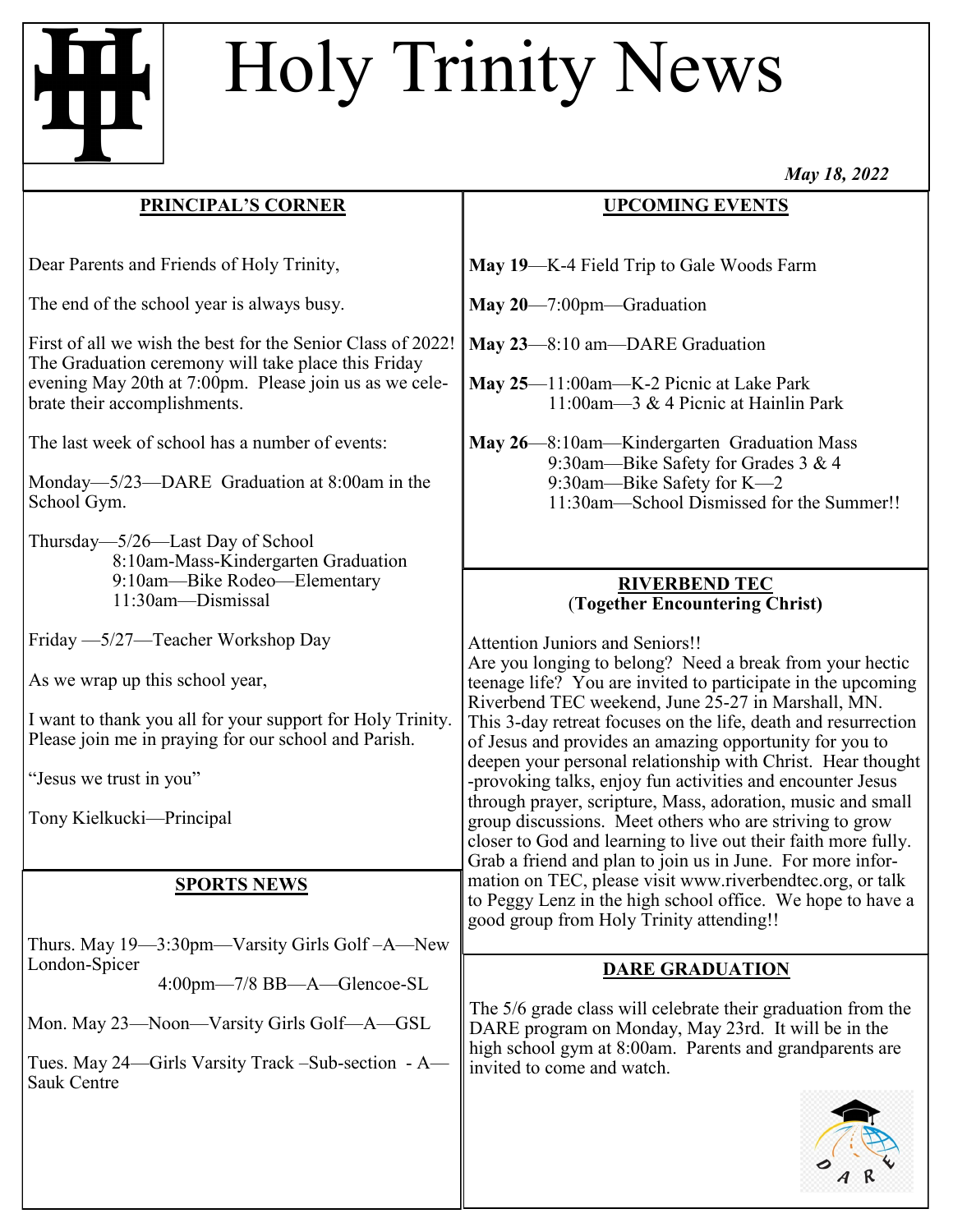# Holy Trinity News

*May 18, 2022*

## PRINCIPAL'S CORNER

Dear Parents and Friends of Holy Trinity,

The end of the school year is always busy.

First of all we wish the best for the Senior Class of 2022! The Graduation ceremony will take place this Friday evening May 20th at 7:00pm. Please join us as we celebrate their accomplishments.

The last week of school has a number of events:

Monday—5/23—DARE Graduation at 8:00am in the School Gym.

Thursday—5/26—Last Day of School
8:10am-Mass-Kindergarten Graduation
9:10am—Bike Rodeo—Elementary
11:30am—Dismissal

Friday —5/27—Teacher Workshop Day

As we wrap up this school year,

I want to thank you all for your support for Holy Trinity. Please join me in praying for our school and Parish.

"Jesus we trust in you"

Tony Kielkucki—Principal

## SPORTS NEWS

Thurs. May 19—3:30pm—Varsity Girls Golf –A—New London-Spicer
4:00pm—7/8 BB—A—Glencoe-SL

Mon. May 23—Noon—Varsity Girls Golf—A—GSL

Tues. May 24—Girls Varsity Track –Sub-section - A—Sauk Centre

## UPCOMING EVENTS

**May 19**—K-4 Field Trip to Gale Woods Farm

**May 20**—7:00pm—Graduation

**May 23**—8:10 am—DARE Graduation

**May 25**—11:00am—K-2 Picnic at Lake Park
11:00am—3 & 4 Picnic at Hainlin Park

**May 26**—8:10am—Kindergarten Graduation Mass
9:30am—Bike Safety for Grades 3 & 4
9:30am—Bike Safety for K—2
11:30am—School Dismissed for the Summer!!

## RIVERBEND TEC
### (Together Encountering Christ)

Attention Juniors and Seniors!!
Are you longing to belong? Need a break from your hectic teenage life? You are invited to participate in the upcoming Riverbend TEC weekend, June 25-27 in Marshall, MN. This 3-day retreat focuses on the life, death and resurrection of Jesus and provides an amazing opportunity for you to deepen your personal relationship with Christ. Hear thought-provoking talks, enjoy fun activities and encounter Jesus through prayer, scripture, Mass, adoration, music and small group discussions. Meet others who are striving to grow closer to God and learning to live out their faith more fully. Grab a friend and plan to join us in June. For more information on TEC, please visit www.riverbendtec.org, or talk to Peggy Lenz in the high school office. We hope to have a good group from Holy Trinity attending!!

## DARE GRADUATION

The 5/6 grade class will celebrate their graduation from the DARE program on Monday, May 23rd. It will be in the high school gym at 8:00am. Parents and grandparents are invited to come and watch.